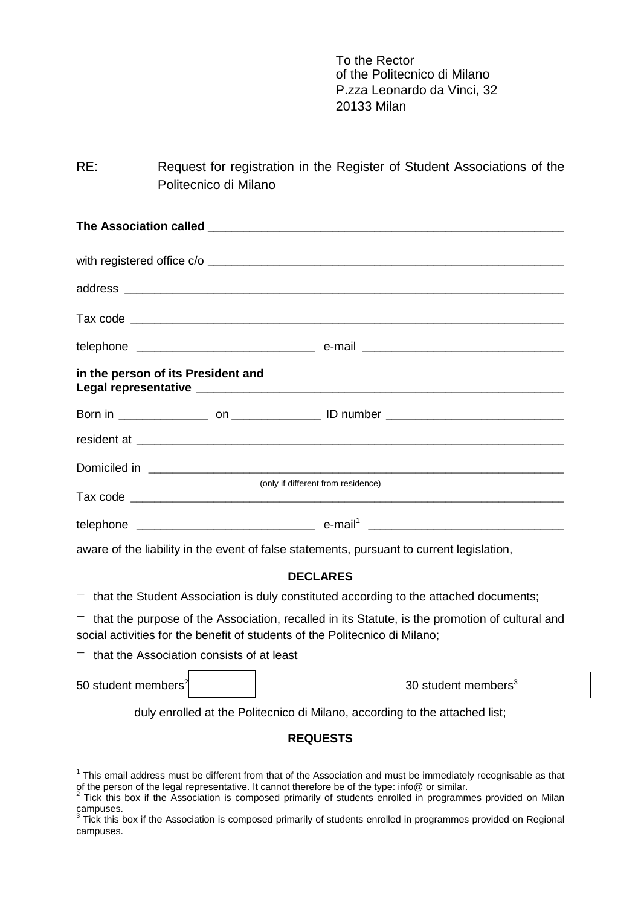To the Rector
of the Politecnico di Milano
P.zza Leonardo da Vinci, 32
20133 Milan

RE: Request for registration in the Register of Student Associations of the Politecnico di Milano

**The Association called** ________________________________________________

with registered office c/o ________________________________________________

address ________________________________________________

Tax code ________________________________________________

telephone __________________________ e-mail ______________________________

**in the person of its President and**
**Legal representative** ________________________________________________

Born in _____________ on _____________ ID number __________________________

resident at ________________________________________________

Domiciled in ________________________________________________
(only if different from residence)

Tax code ________________________________________________

telephone __________________________ e-mail[1] ______________________________

aware of the liability in the event of false statements, pursuant to current legislation,

**DECLARES**

- that the Student Association is duly constituted according to the attached documents;
- that the purpose of the Association, recalled in its Statute, is the promotion of cultural and social activities for the benefit of students of the Politecnico di Milano;
- that the Association consists of at least

50 student members[2] ☐ 30 student members[3] ☐

duly enrolled at the Politecnico di Milano, according to the attached list;

**REQUESTS**

---

[1] This email address must be different from that of the Association and must be immediately recognisable as that of the person of the legal representative. It cannot therefore be of the type: info@ or similar.

[2] Tick this box if the Association is composed primarily of students enrolled in programmes provided on Milan campuses.

[3] Tick this box if the Association is composed primarily of students enrolled in programmes provided on Regional campuses.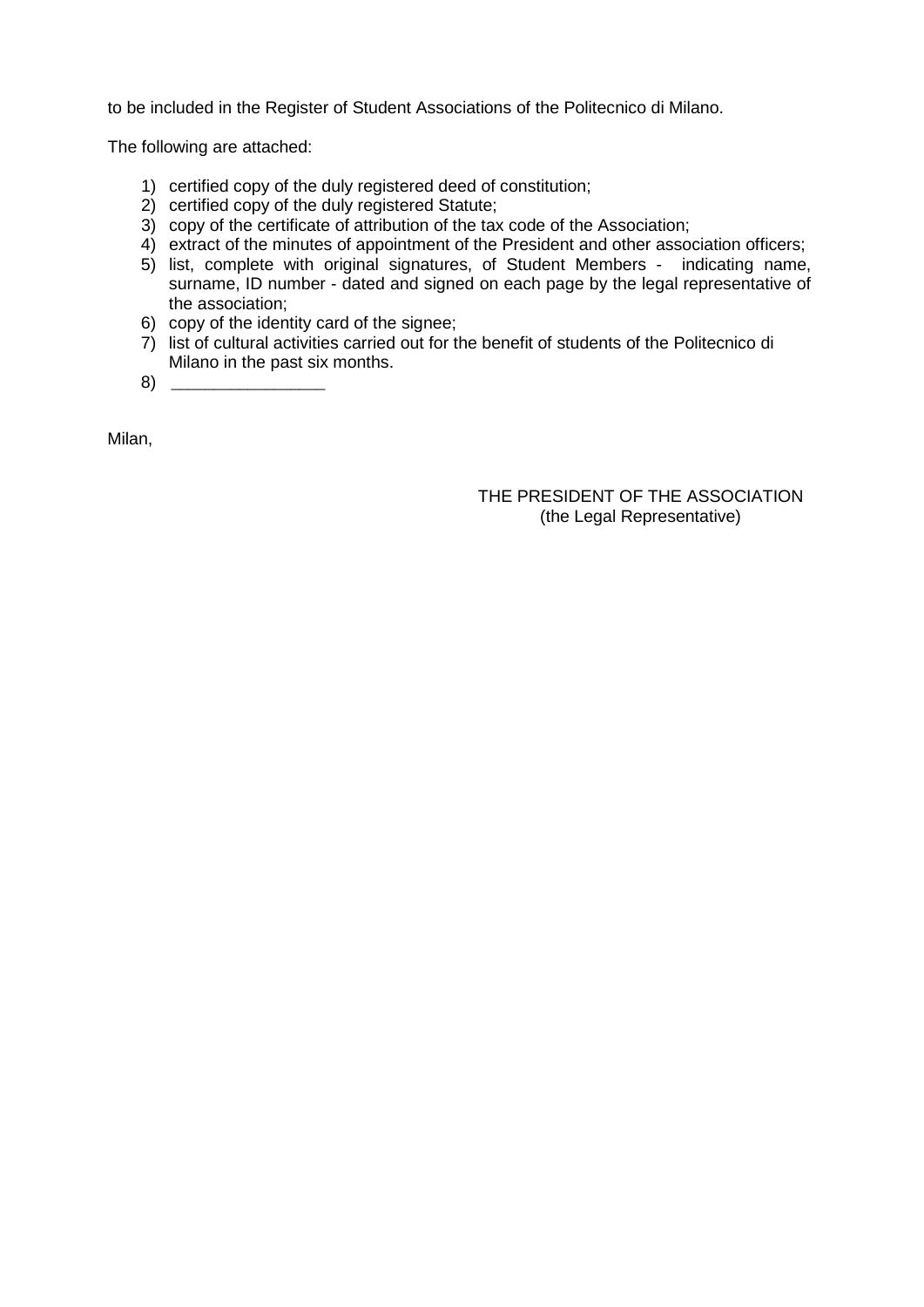to be included in the Register of Student Associations of the Politecnico di Milano.

The following are attached:

1) certified copy of the duly registered deed of constitution;
2) certified copy of the duly registered Statute;
3) copy of the certificate of attribution of the tax code of the Association;
4) extract of the minutes of appointment of the President and other association officers;
5) list, complete with original signatures, of Student Members - indicating name, surname, ID number - dated and signed on each page by the legal representative of the association;
6) copy of the identity card of the signee;
7) list of cultural activities carried out for the benefit of students of the Politecnico di Milano in the past six months.
8) ________________

Milan,

THE PRESIDENT OF THE ASSOCIATION
(the Legal Representative)